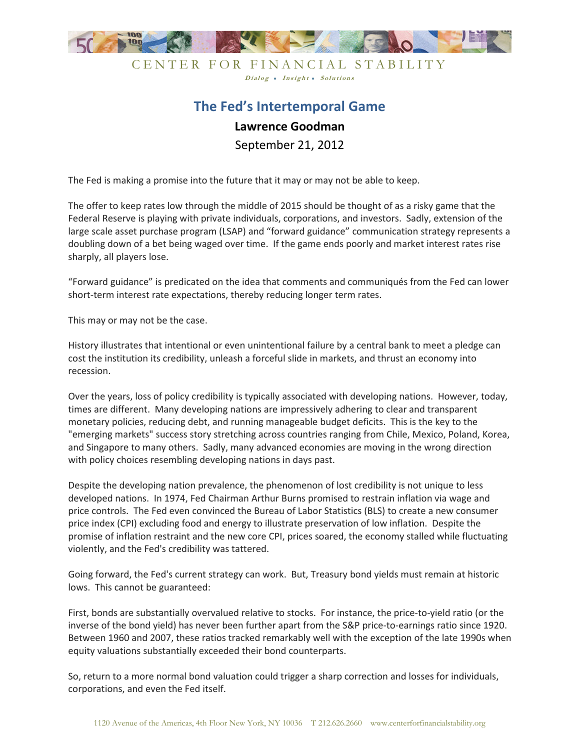CENTER FOR FINANCIAL STABILITY

*Dialog • Insight • Solutions*

# The Fed's Intertemporal Game

**Lawrence Goodman**

September 21, 2012

The Fed is making a promise into the future that it may or may not be able to keep.

The offer to keep rates low through the middle of 2015 should be thought of as a risky game that the Federal Reserve is playing with private individuals, corporations, and investors. Sadly, extension of the large scale asset purchase program (LSAP) and "forward guidance" communication strategy represents a doubling down of a bet being waged over time. If the game ends poorly and market interest rates rise sharply, all players lose.

"Forward guidance" is predicated on the idea that comments and communiqués from the Fed can lower short-term interest rate expectations, thereby reducing longer term rates.

This may or may not be the case.

History illustrates that intentional or even unintentional failure by a central bank to meet a pledge can cost the institution its credibility, unleash a forceful slide in markets, and thrust an economy into recession.

Over the years, loss of policy credibility is typically associated with developing nations. However, today, times are different. Many developing nations are impressively adhering to clear and transparent monetary policies, reducing debt, and running manageable budget deficits. This is the key to the "emerging markets" success story stretching across countries ranging from Chile, Mexico, Poland, Korea, and Singapore to many others. Sadly, many advanced economies are moving in the wrong direction with policy choices resembling developing nations in days past.

Despite the developing nation prevalence, the phenomenon of lost credibility is not unique to less developed nations. In 1974, Fed Chairman Arthur Burns promised to restrain inflation via wage and price controls. The Fed even convinced the Bureau of Labor Statistics (BLS) to create a new consumer price index (CPI) excluding food and energy to illustrate preservation of low inflation. Despite the promise of inflation restraint and the new core CPI, prices soared, the economy stalled while fluctuating violently, and the Fed's credibility was tattered.

Going forward, the Fed's current strategy can work. But, Treasury bond yields must remain at historic lows. This cannot be guaranteed:

First, bonds are substantially overvalued relative to stocks. For instance, the price-to-yield ratio (or the inverse of the bond yield) has never been further apart from the S&P price-to-earnings ratio since 1920. Between 1960 and 2007, these ratios tracked remarkably well with the exception of the late 1990s when equity valuations substantially exceeded their bond counterparts.

So, return to a more normal bond valuation could trigger a sharp correction and losses for individuals, corporations, and even the Fed itself.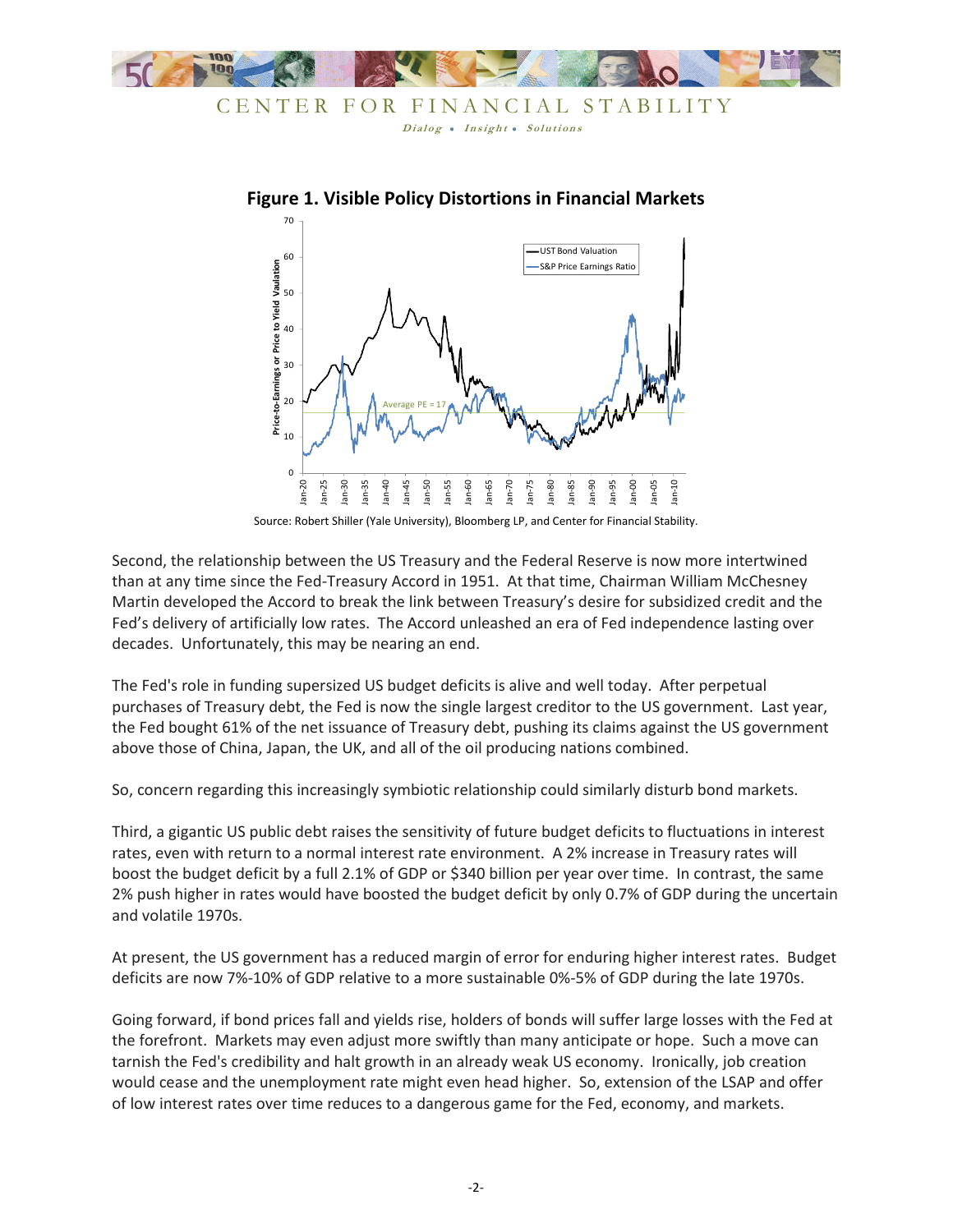**Figure 1. Visible Policy Distortions in Financial Markets**

Source: Robert Shiller (Yale University), Bloomberg LP, and Center for Financial Stability.

Second, the relationship between the US Treasury and the Federal Reserve is now more intertwined than at any time since the Fed-Treasury Accord in 1951. At that time, Chairman William McChesney Martin developed the Accord to break the link between Treasury's desire for subsidized credit and the Fed's delivery of artificially low rates. The Accord unleashed an era of Fed independence lasting over decades. Unfortunately, this may be nearing an end.

The Fed's role in funding supersized US budget deficits is alive and well today. After perpetual purchases of Treasury debt, the Fed is now the single largest creditor to the US government. Last year, the Fed bought 61% of the net issuance of Treasury debt, pushing its claims against the US government above those of China, Japan, the UK, and all of the oil producing nations combined.

So, concern regarding this increasingly symbiotic relationship could similarly disturb bond markets.

Third, a gigantic US public debt raises the sensitivity of future budget deficits to fluctuations in interest rates, even with return to a normal interest rate environment. A 2% increase in Treasury rates will boost the budget deficit by a full 2.1% of GDP or $340 billion per year over time. In contrast, the same 2% push higher in rates would have boosted the budget deficit by only 0.7% of GDP during the uncertain and volatile 1970s.

At present, the US government has a reduced margin of error for enduring higher interest rates. Budget deficits are now 7%-10% of GDP relative to a more sustainable 0%-5% of GDP during the late 1970s.

Going forward, if bond prices fall and yields rise, holders of bonds will suffer large losses with the Fed at the forefront. Markets may even adjust more swiftly than many anticipate or hope. Such a move can tarnish the Fed's credibility and halt growth in an already weak US economy. Ironically, job creation would cease and the unemployment rate might even head higher. So, extension of the LSAP and offer of low interest rates over time reduces to a dangerous game for the Fed, economy, and markets.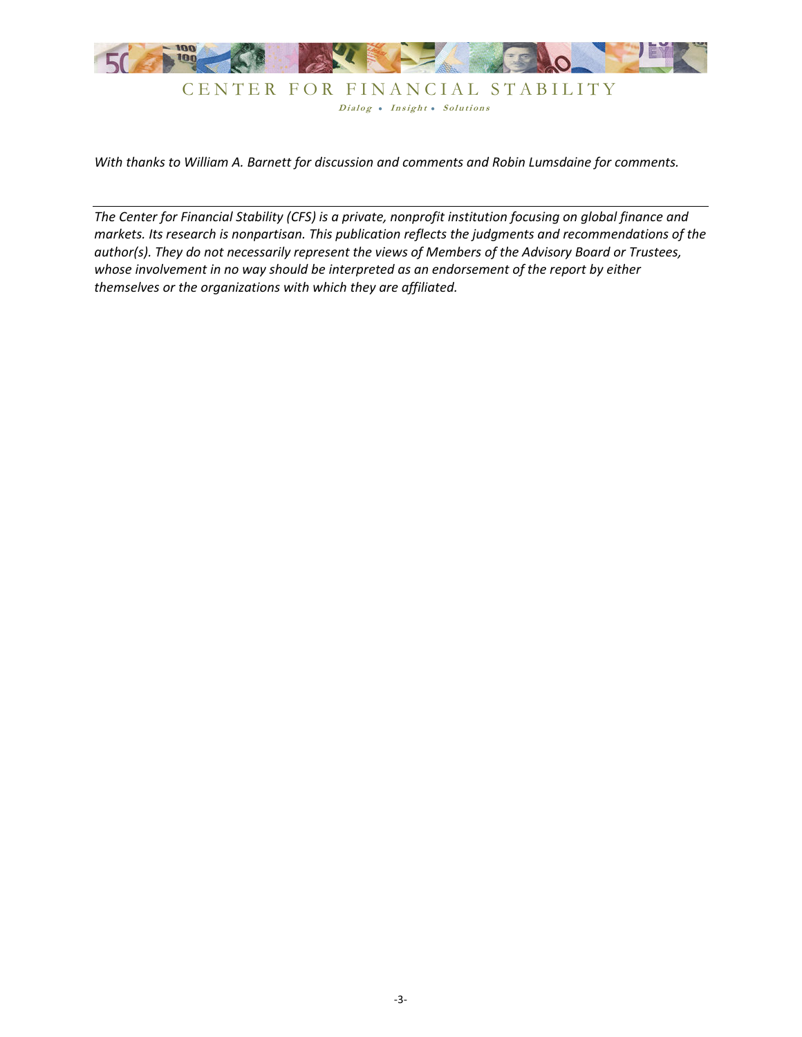CENTER FOR FINANCIAL STABILITY

*Dialog • Insight • Solutions*

*With thanks to William A. Barnett for discussion and comments and Robin Lumsdaine for comments.*

---

*The Center for Financial Stability (CFS) is a private, nonprofit institution focusing on global finance and markets. Its research is nonpartisan. This publication reflects the judgments and recommendations of the author(s). They do not necessarily represent the views of Members of the Advisory Board or Trustees, whose involvement in no way should be interpreted as an endorsement of the report by either themselves or the organizations with which they are affiliated.*